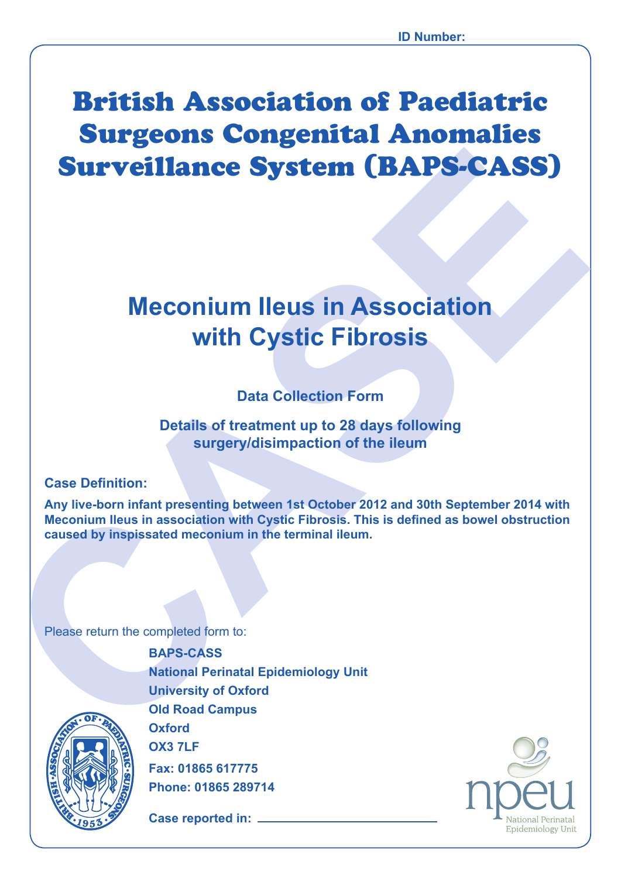ID Number:

# British Association of Paediatric Surgeons Congenital Anomalies Surveillance System (BAPS-CASS)

## Meconium Ileus in Association with Cystic Fibrosis

### Data Collection Form

### Details of treatment up to 28 days following surgery/disimpaction of the ileum

**Case Definition:**

**Any live-born infant presenting between 1st October 2012 and 30th September 2014 with Meconium Ileus in association with Cystic Fibrosis. This is defined as bowel obstruction caused by inspissated meconium in the terminal ileum.**

Please return the completed form to:

**BAPS-CASS**
**National Perinatal Epidemiology Unit**
**University of Oxford**
**Old Road Campus**
**Oxford**
**OX3 7LF**
**Fax: 01865 617775**
**Phone: 01865 289714**

**Case reported in:** ______________________

National Perinatal Epidemiology Unit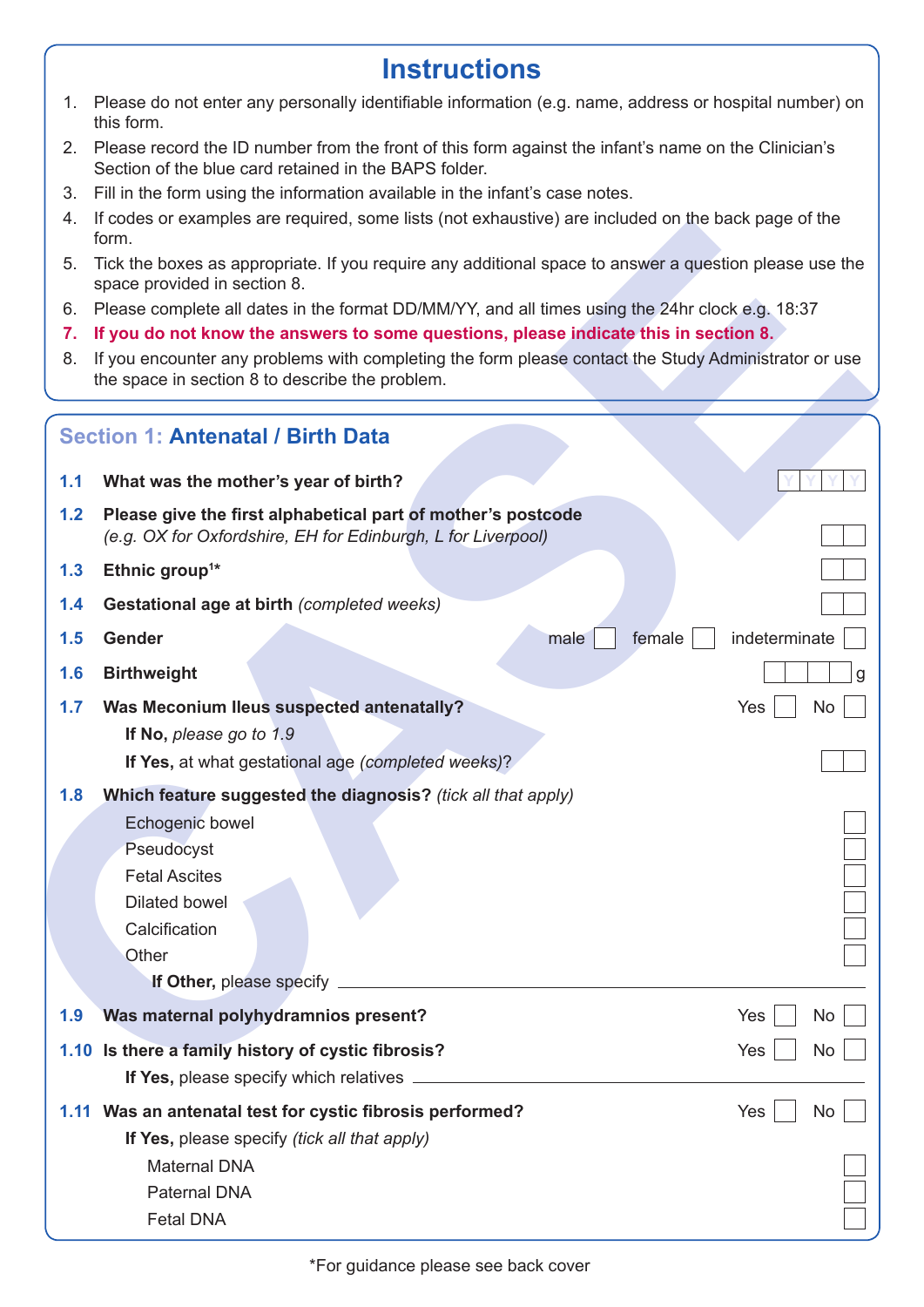# Instructions

1. Please do not enter any personally identifiable information (e.g. name, address or hospital number) on this form.
2. Please record the ID number from the front of this form against the infant's name on the Clinician's Section of the blue card retained in the BAPS folder.
3. Fill in the form using the information available in the infant's case notes.
4. If codes or examples are required, some lists (not exhaustive) are included on the back page of the form.
5. Tick the boxes as appropriate. If you require any additional space to answer a question please use the space provided in section 8.
6. Please complete all dates in the format DD/MM/YY, and all times using the 24hr clock e.g. 18:37
7. **If you do not know the answers to some questions, please indicate this in section 8.**
8. If you encounter any problems with completing the form please contact the Study Administrator or use the space in section 8 to describe the problem.

## Section 1: Antenatal / Birth Data

**1.1 What was the mother's year of birth?** ☐☐☐☐ (YYYY)

**1.2 Please give the first alphabetical part of mother's postcode**
*(e.g. OX for Oxfordshire, EH for Edinburgh, L for Liverpool)* ☐☐

**1.3 Ethnic group[1]*** ☐☐

**1.4 Gestational age at birth** *(completed weeks)* ☐☐

**1.5 Gender** male ☐ female ☐ indeterminate ☐

**1.6 Birthweight** ☐☐☐☐ g

**1.7 Was Meconium Ileus suspected antenatally?** Yes ☐ No ☐

**If No,** *please go to 1.9*

**If Yes,** at what gestational age *(completed weeks)*? ☐☐

**1.8 Which feature suggested the diagnosis?** *(tick all that apply)*

- Echogenic bowel ☐
- Pseudocyst ☐
- Fetal Ascites ☐
- Dilated bowel ☐
- Calcification ☐
- Other ☐

**If Other,** please specify \_\_\_\_\_\_\_\_\_\_\_\_\_\_\_\_\_\_\_\_

**1.9 Was maternal polyhydramnios present?** Yes ☐ No ☐

**1.10 Is there a family history of cystic fibrosis?** Yes ☐ No ☐

**If Yes,** please specify which relatives \_\_\_\_\_\_\_\_\_\_\_\_\_\_\_\_\_\_\_\_

**1.11 Was an antenatal test for cystic fibrosis performed?** Yes ☐ No ☐

**If Yes,** please specify *(tick all that apply)*

- Maternal DNA ☐
- Paternal DNA ☐
- Fetal DNA ☐

*For guidance please see back cover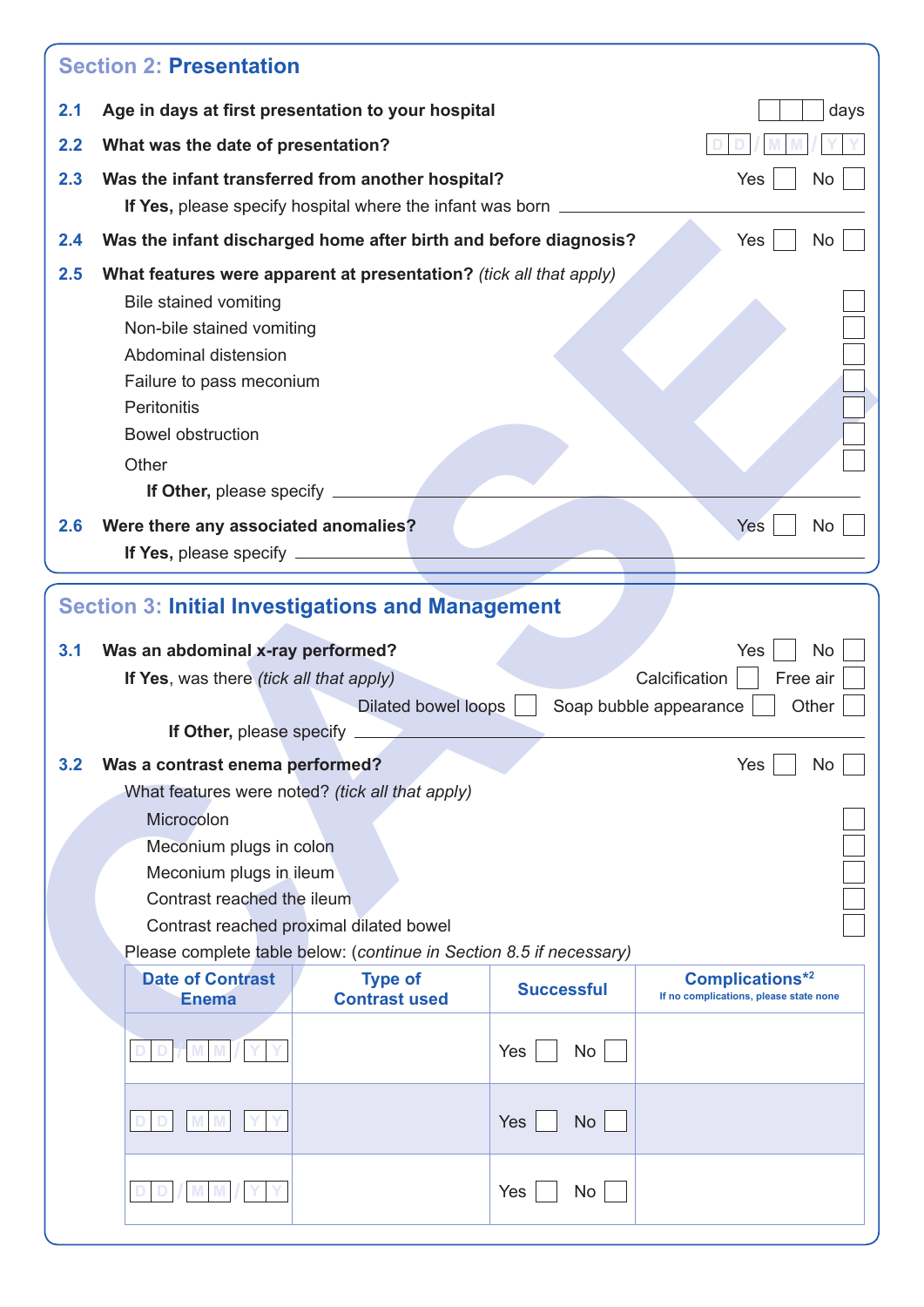## Section 2: Presentation

**2.1 Age in days at first presentation to your hospital** ☐☐☐ days

**2.2 What was the date of presentation?** DD/MM/YY

**2.3 Was the infant transferred from another hospital?** Yes ☐ No ☐

**If Yes,** please specify hospital where the infant was born \_\_\_\_\_\_\_\_\_\_

**2.4 Was the infant discharged home after birth and before diagnosis?** Yes ☐ No ☐

**2.5 What features were apparent at presentation?** *(tick all that apply)*

- Bile stained vomiting ☐
- Non-bile stained vomiting ☐
- Abdominal distension ☐
- Failure to pass meconium ☐
- Peritonitis ☐
- Bowel obstruction ☐
- Other ☐

**If Other,** please specify \_\_\_\_\_\_\_\_\_\_

**2.6 Were there any associated anomalies?** Yes ☐ No ☐

**If Yes,** please specify \_\_\_\_\_\_\_\_\_\_

## Section 3: Initial Investigations and Management

**3.1 Was an abdominal x-ray performed?** Yes ☐ No ☐

**If Yes**, was there *(tick all that apply)* Calcification ☐ Free air ☐ Dilated bowel loops ☐ Soap bubble appearance ☐ Other ☐

**If Other,** please specify \_\_\_\_\_\_\_\_\_\_

**3.2 Was a contrast enema performed?** Yes ☐ No ☐

What features were noted? *(tick all that apply)*

- Microcolon ☐
- Meconium plugs in colon ☐
- Meconium plugs in ileum ☐
- Contrast reached the ileum ☐
- Contrast reached proximal dilated bowel ☐

Please complete table below: (*continue in Section 8.5 if necessary)*

| Date of Contrast Enema | Type of Contrast used | Successful | Complications*[2] If no complications, please state none |
|---|---|---|---|
| DD/MM/YY | | Yes ☐ No ☐ | |
| DD/MM/YY | | Yes ☐ No ☐ | |
| DD/MM/YY | | Yes ☐ No ☐ | |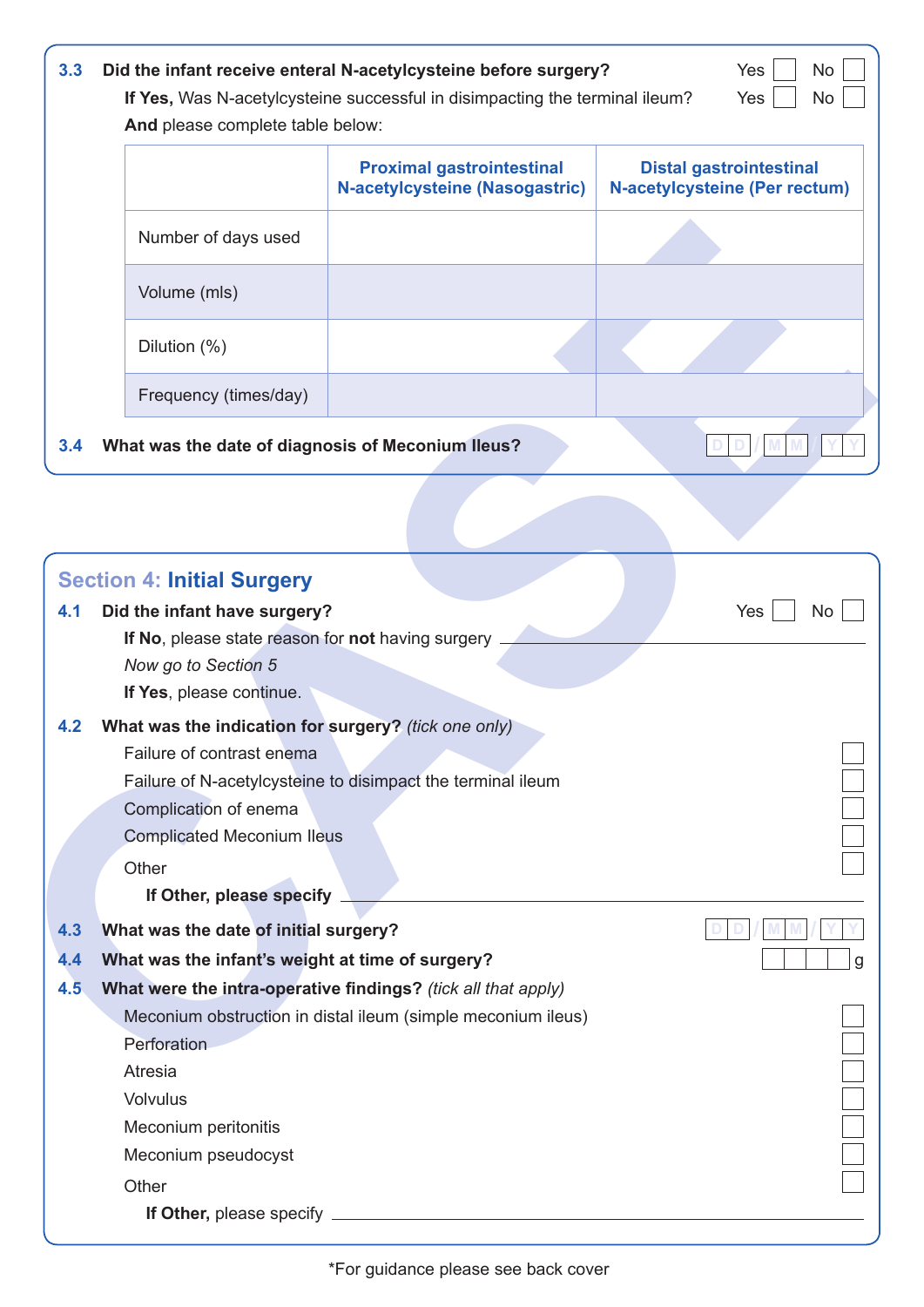**3.3 Did the infant receive enteral N-acetylcysteine before surgery?** Yes ☐ No ☐

**If Yes,** Was N-acetylcysteine successful in disimpacting the terminal ileum? Yes ☐ No ☐

**And** please complete table below:

| | Proximal gastrointestinal N-acetylcysteine (Nasogastric) | Distal gastrointestinal N-acetylcysteine (Per rectum) |
|---|---|---|
| Number of days used | | |
| Volume (mls) | | |
| Dilution (%) | | |
| Frequency (times/day) | | |

**3.4 What was the date of diagnosis of Meconium Ileus?** D D / M M / Y Y

## Section 4: Initial Surgery

**4.1 Did the infant have surgery?** Yes ☐ No ☐

**If No**, please state reason for **not** having surgery ______________________

*Now go to Section 5*

**If Yes**, please continue.

**4.2 What was the indication for surgery?** *(tick one only)*

- Failure of contrast enema ☐
- Failure of N-acetylcysteine to disimpact the terminal ileum ☐
- Complication of enema ☐
- Complicated Meconium Ileus ☐
- Other ☐
  - **If Other, please specify** ______________________

**4.3 What was the date of initial surgery?** D D / M M / Y Y

**4.4 What was the infant's weight at time of surgery?** ☐☐☐☐ g

**4.5 What were the intra-operative findings?** *(tick all that apply)*

- Meconium obstruction in distal ileum (simple meconium ileus) ☐
- Perforation ☐
- Atresia ☐
- Volvulus ☐
- Meconium peritonitis ☐
- Meconium pseudocyst ☐
- Other ☐
  - **If Other,** please specify ______________________

*For guidance please see back cover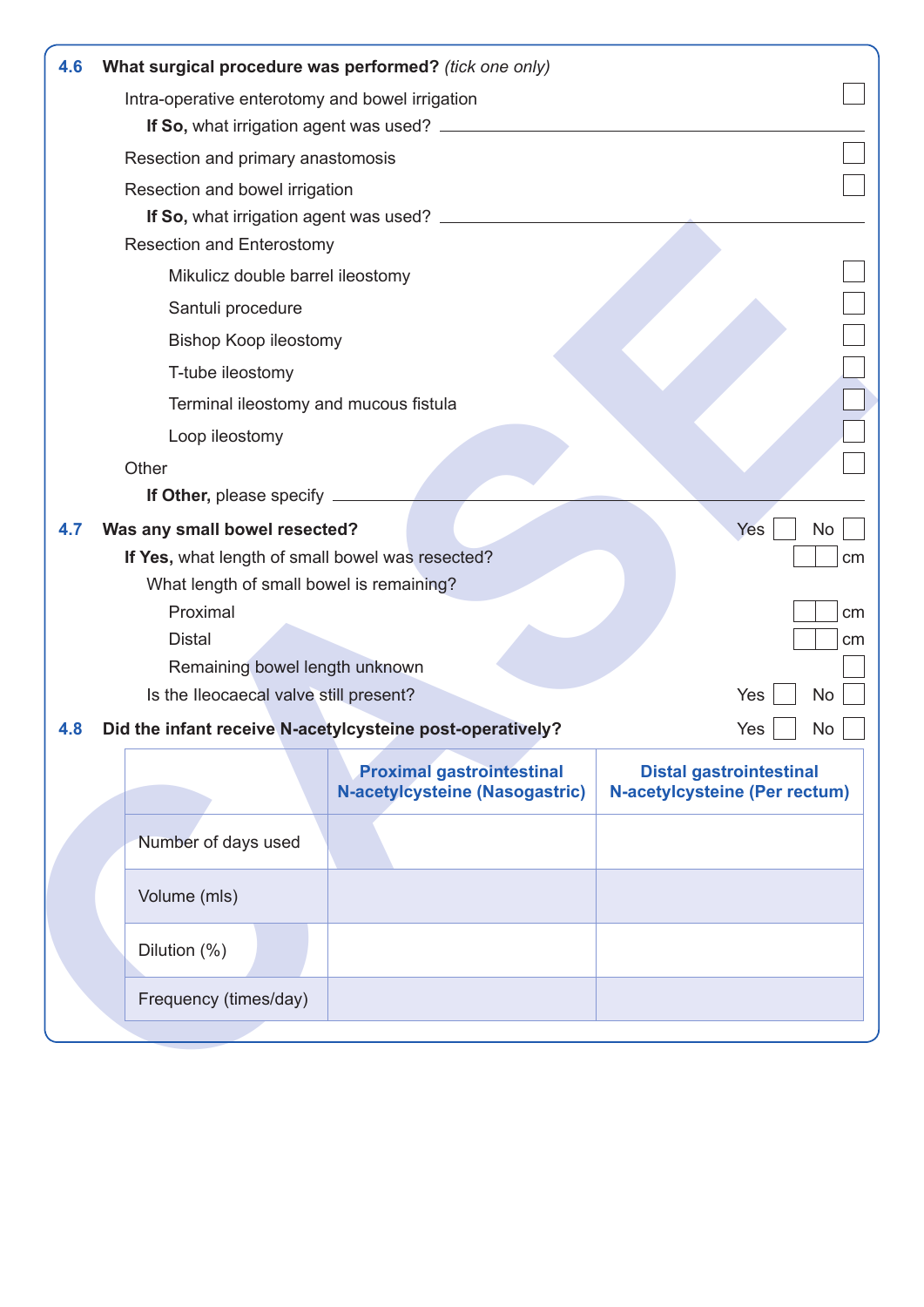**4.6 What surgical procedure was performed?** *(tick one only)*

Intra-operative enterotomy and bowel irrigation ☐

**If So,** what irrigation agent was used? ____________________

Resection and primary anastomosis ☐

Resection and bowel irrigation ☐

**If So,** what irrigation agent was used? ____________________

Resection and Enterostomy

- Mikulicz double barrel ileostomy ☐
- Santuli procedure ☐
- Bishop Koop ileostomy ☐
- T-tube ileostomy ☐
- Terminal ileostomy and mucous fistula ☐
- Loop ileostomy ☐

Other ☐

**If Other,** please specify ____________________

**4.7 Was any small bowel resected?** Yes ☐ No ☐

**If Yes,** what length of small bowel was resected? ☐☐ cm

What length of small bowel is remaining?

- Proximal ☐☐ cm
- Distal ☐☐ cm
- Remaining bowel length unknown ☐

Is the Ileocaecal valve still present? Yes ☐ No ☐

**4.8 Did the infant receive N-acetylcysteine post-operatively?** Yes ☐ No ☐

| | Proximal gastrointestinal N-acetylcysteine (Nasogastric) | Distal gastrointestinal N-acetylcysteine (Per rectum) |
|---|---|---|
| Number of days used | | |
| Volume (mls) | | |
| Dilution (%) | | |
| Frequency (times/day) | | |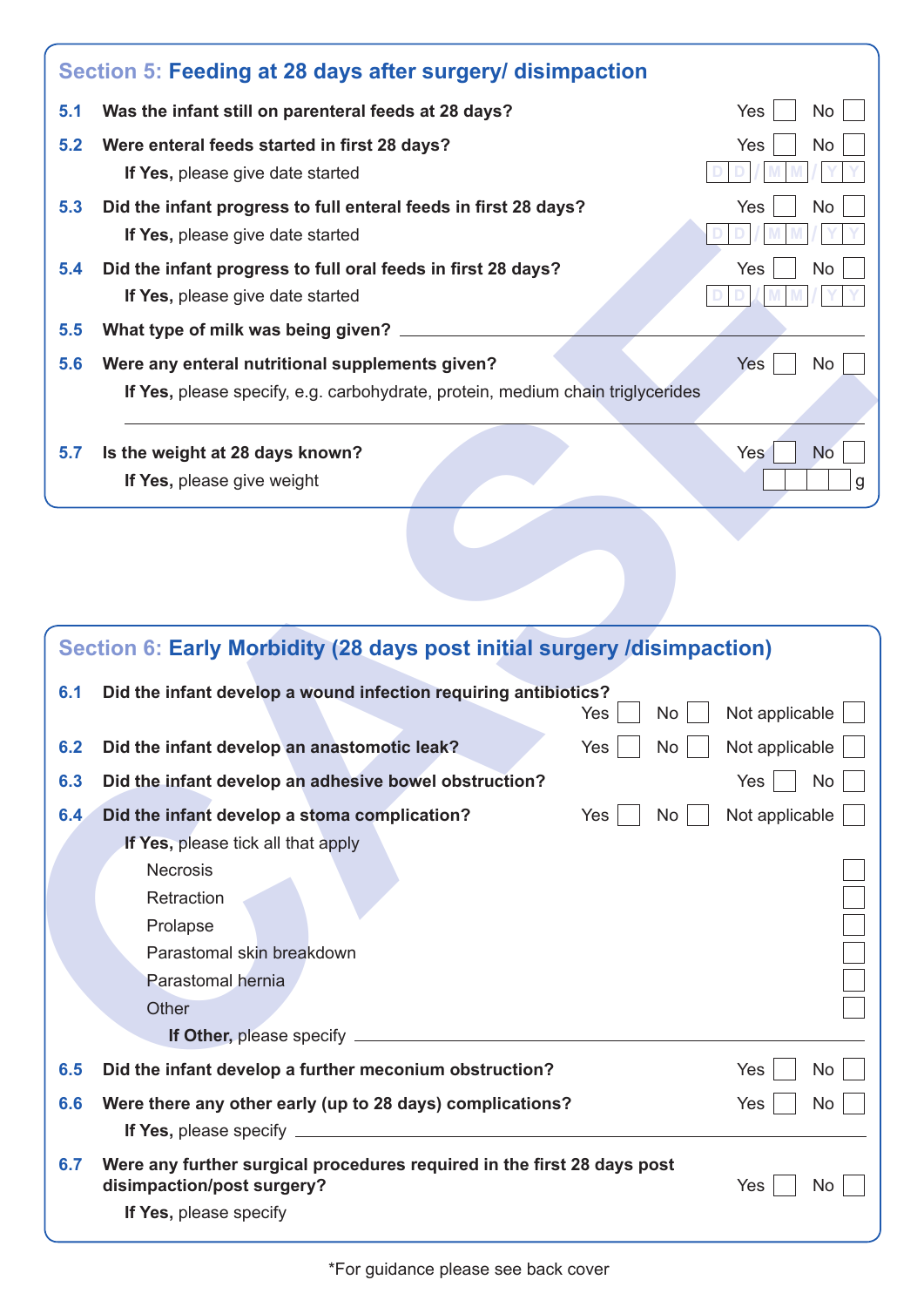## Section 5: Feeding at 28 days after surgery/ disimpaction

**5.1 Was the infant still on parenteral feeds at 28 days?** Yes ☐ No ☐

**5.2 Were enteral feeds started in first 28 days?** Yes ☐ No ☐

**If Yes,** please give date started DD/MM/YY

**5.3 Did the infant progress to full enteral feeds in first 28 days?** Yes ☐ No ☐

**If Yes,** please give date started DD/MM/YY

**5.4 Did the infant progress to full oral feeds in first 28 days?** Yes ☐ No ☐

**If Yes,** please give date started DD/MM/YY

**5.5 What type of milk was being given?** ______________________

**5.6 Were any enteral nutritional supplements given?** Yes ☐ No ☐

**If Yes,** please specify, e.g. carbohydrate, protein, medium chain triglycerides

______________________

**5.7 Is the weight at 28 days known?** Yes ☐ No ☐

**If Yes,** please give weight ☐☐☐☐ g

## Section 6: Early Morbidity (28 days post initial surgery /disimpaction)

**6.1 Did the infant develop a wound infection requiring antibiotics?** Yes ☐ No ☐ Not applicable ☐

**6.2 Did the infant develop an anastomotic leak?** Yes ☐ No ☐ Not applicable ☐

**6.3 Did the infant develop an adhesive bowel obstruction?** Yes ☐ No ☐

**6.4 Did the infant develop a stoma complication?** Yes ☐ No ☐ Not applicable ☐

**If Yes,** please tick all that apply

- Necrosis ☐
- Retraction ☐
- Prolapse ☐
- Parastomal skin breakdown ☐
- Parastomal hernia ☐
- Other ☐

**If Other,** please specify ______________________

**6.5 Did the infant develop a further meconium obstruction?** Yes ☐ No ☐

**6.6 Were there any other early (up to 28 days) complications?** Yes ☐ No ☐

**If Yes,** please specify ______________________

**6.7 Were any further surgical procedures required in the first 28 days post disimpaction/post surgery?** Yes ☐ No ☐

**If Yes,** please specify

*For guidance please see back cover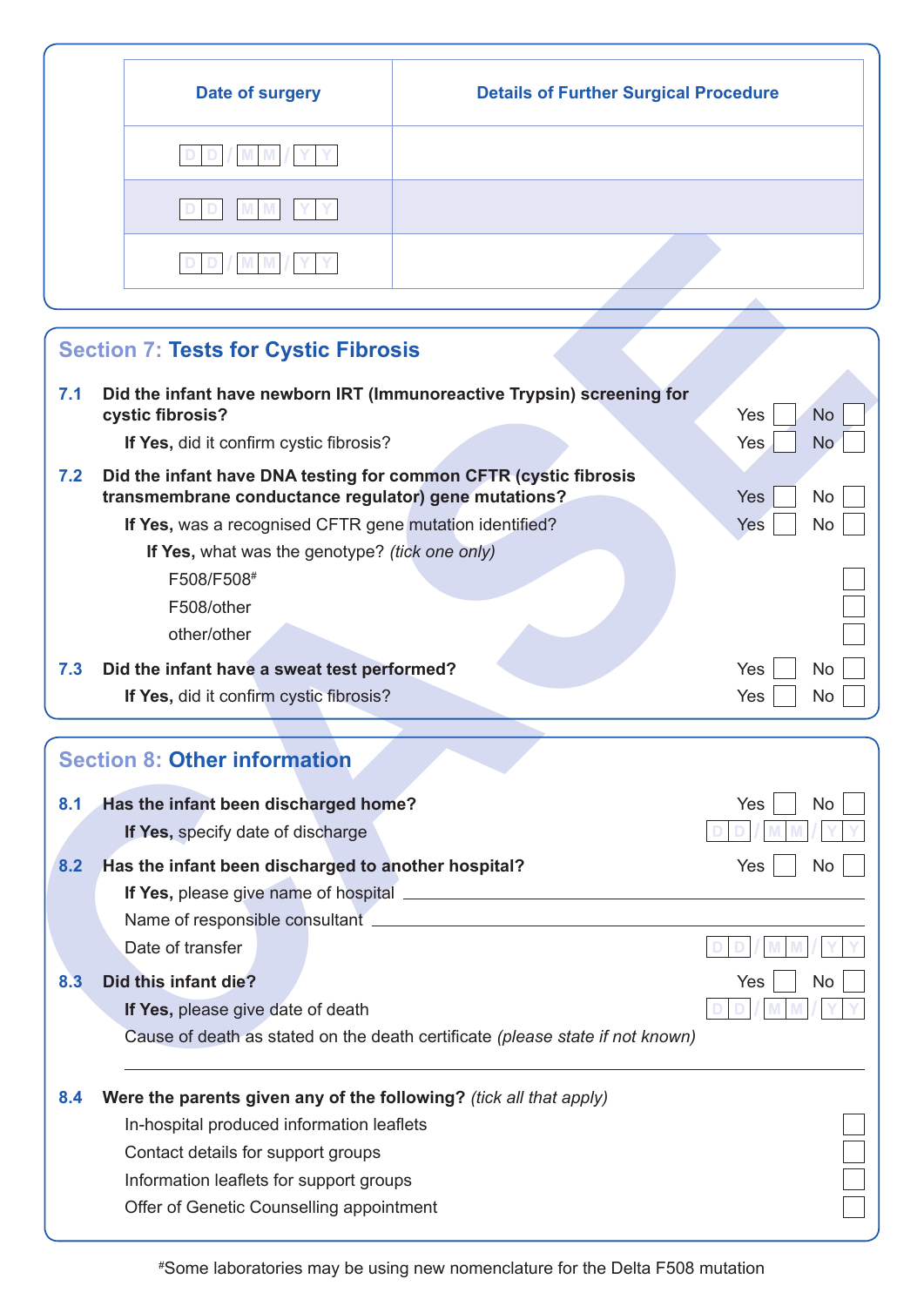| Date of surgery | Details of Further Surgical Procedure |
| --- | --- |
| DD/MM/YY | |
| DD MM YY | |
| DD/MM/YY | |

## Section 7: Tests for Cystic Fibrosis

**7.1 Did the infant have newborn IRT (Immunoreactive Trypsin) screening for cystic fibrosis?** Yes ☐ No ☐

**If Yes,** did it confirm cystic fibrosis? Yes ☐ No ☐

**7.2 Did the infant have DNA testing for common CFTR (cystic fibrosis transmembrane conductance regulator) gene mutations?** Yes ☐ No ☐

**If Yes,** was a recognised CFTR gene mutation identified? Yes ☐ No ☐

**If Yes,** what was the genotype? *(tick one only)*

- F508/F508[#] ☐
- F508/other ☐
- other/other ☐

**7.3 Did the infant have a sweat test performed?** Yes ☐ No ☐

**If Yes,** did it confirm cystic fibrosis? Yes ☐ No ☐

## Section 8: Other information

**8.1 Has the infant been discharged home?** Yes ☐ No ☐

**If Yes,** specify date of discharge DD/MM/YY

**8.2 Has the infant been discharged to another hospital?** Yes ☐ No ☐

**If Yes,** please give name of hospital \_\_\_\_\_\_\_\_\_\_\_\_\_\_\_\_\_\_\_\_

Name of responsible consultant \_\_\_\_\_\_\_\_\_\_\_\_\_\_\_\_\_\_\_\_

Date of transfer DD/MM/YY

**8.3 Did this infant die?** Yes ☐ No ☐

**If Yes,** please give date of death DD/MM/YY

Cause of death as stated on the death certificate *(please state if not known)*

\_\_\_\_\_\_\_\_\_\_\_\_\_\_\_\_\_\_\_\_

**8.4 Were the parents given any of the following?** *(tick all that apply)*

- In-hospital produced information leaflets ☐
- Contact details for support groups ☐
- Information leaflets for support groups ☐
- Offer of Genetic Counselling appointment ☐

[#]Some laboratories may be using new nomenclature for the Delta F508 mutation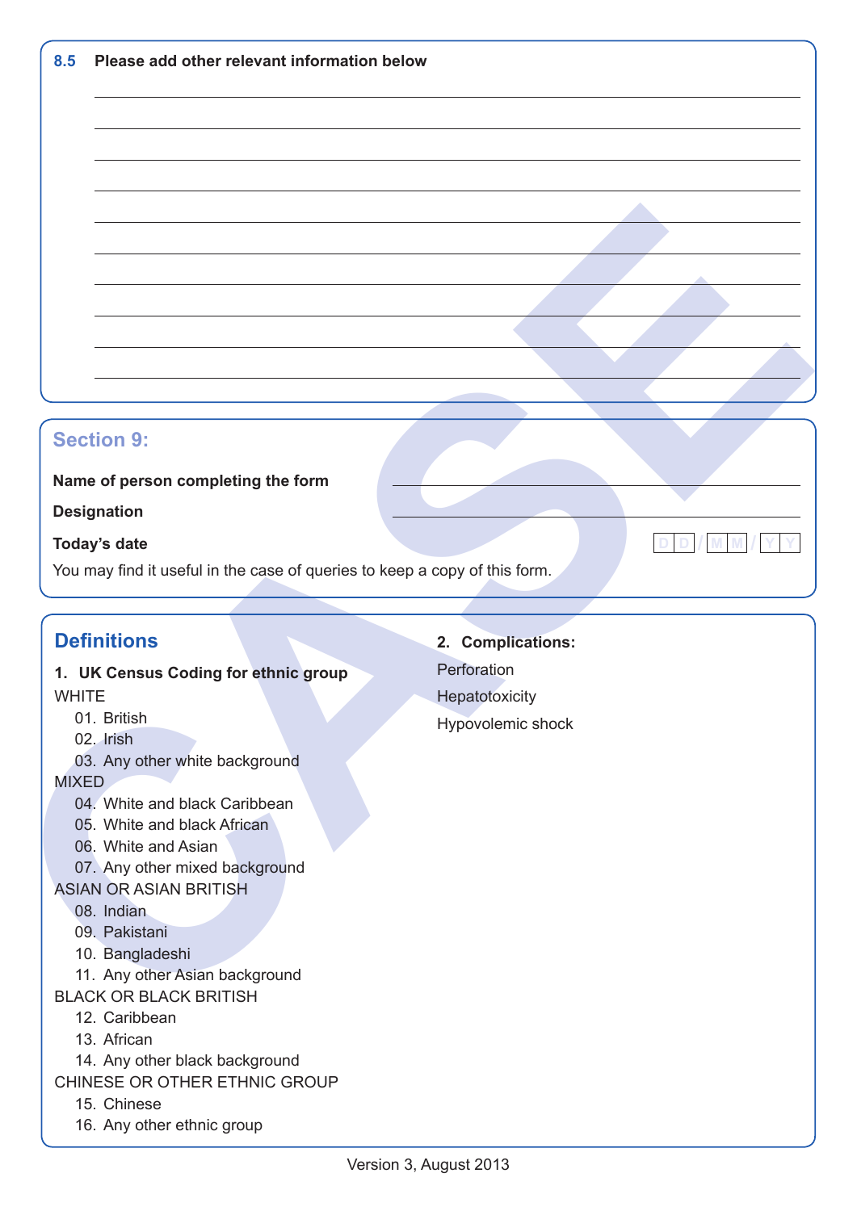**8.5 Please add other relevant information below**

______________________________________________

______________________________________________

______________________________________________

______________________________________________

______________________________________________

______________________________________________

______________________________________________

______________________________________________

______________________________________________

______________________________________________

## Section 9:

**Name of person completing the form** ______________________

**Designation** ______________________

**Today's date** D D / M M / Y Y

You may find it useful in the case of queries to keep a copy of this form.

## Definitions

**1. UK Census Coding for ethnic group**

WHITE

- 01. British
- 02. Irish
- 03. Any other white background

MIXED

- 04. White and black Caribbean
- 05. White and black African
- 06. White and Asian
- 07. Any other mixed background

ASIAN OR ASIAN BRITISH

- 08. Indian
- 09. Pakistani
- 10. Bangladeshi
- 11. Any other Asian background

BLACK OR BLACK BRITISH

- 12. Caribbean
- 13. African
- 14. Any other black background

CHINESE OR OTHER ETHNIC GROUP

- 15. Chinese
- 16. Any other ethnic group

**2. Complications:**

Perforation

Hepatotoxicity

Hypovolemic shock

Version 3, August 2013